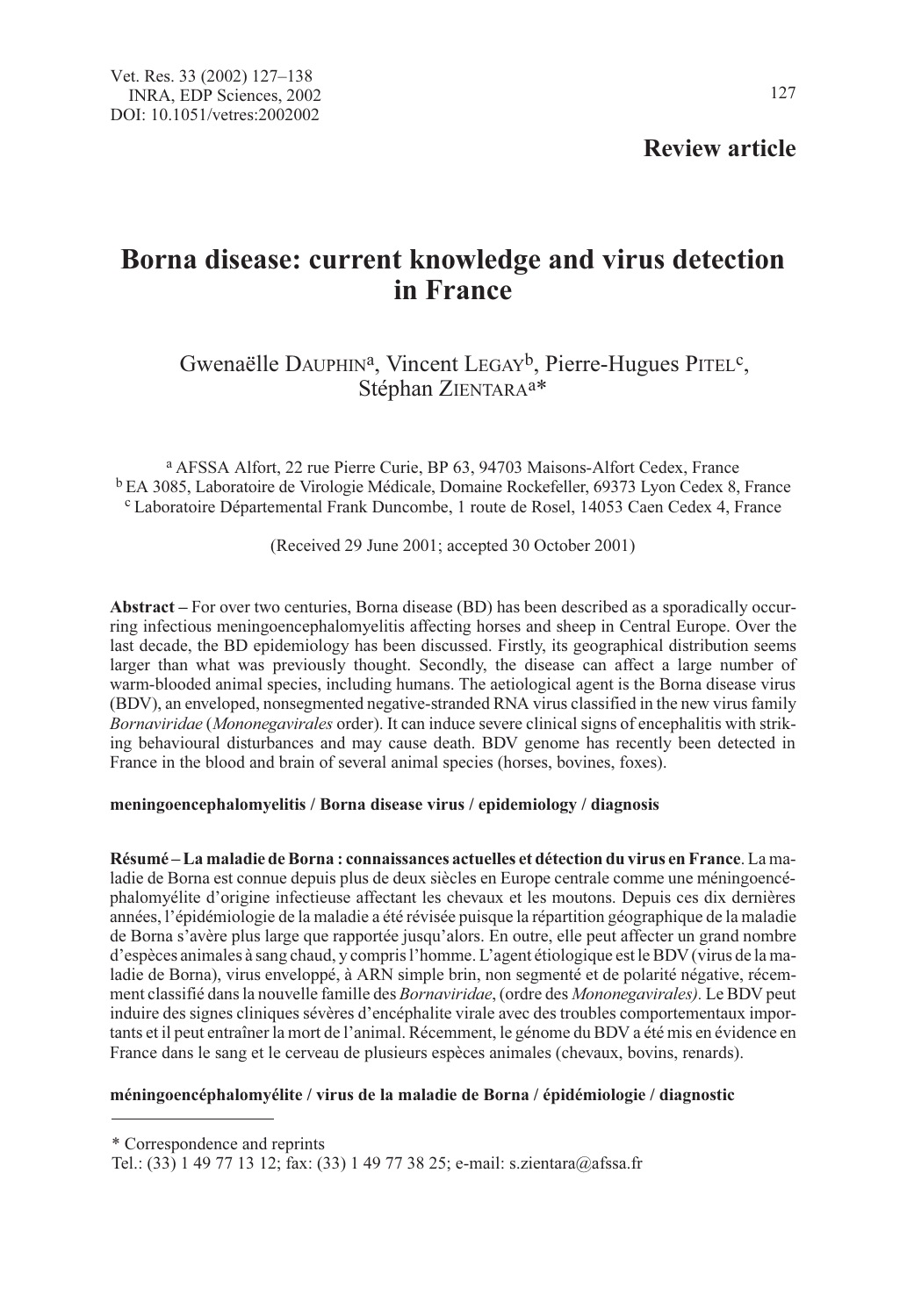Review article

# Borna disease: current knowledge and virus detection in France

Gwenaëlle Dauphin[a], Vincent Legay[b], Pierre-Hugues Pitel[c], Stéphan Zientara[a]*

[a] AFSSA Alfort, 22 rue Pierre Curie, BP 63, 94703 Maisons-Alfort Cedex, France
[b] EA 3085, Laboratoire de Virologie Médicale, Domaine Rockefeller, 69373 Lyon Cedex 8, France
[c] Laboratoire Départemental Frank Duncombe, 1 route de Rosel, 14053 Caen Cedex 4, France

(Received 29 June 2001; accepted 30 October 2001)

**Abstract** – For over two centuries, Borna disease (BD) has been described as a sporadically occurring infectious meningoencephalomyelitis affecting horses and sheep in Central Europe. Over the last decade, the BD epidemiology has been discussed. Firstly, its geographical distribution seems larger than what was previously thought. Secondly, the disease can affect a large number of warm-blooded animal species, including humans. The aetiological agent is the Borna disease virus (BDV), an enveloped, nonsegmented negative-stranded RNA virus classified in the new virus family *Bornaviridae* (*Mononegavirales* order). It can induce severe clinical signs of encephalitis with striking behavioural disturbances and may cause death. BDV genome has recently been detected in France in the blood and brain of several animal species (horses, bovines, foxes).

**meningoencephalomyelitis / Borna disease virus / epidemiology / diagnosis**

**Résumé – La maladie de Borna : connaissances actuelles et détection du virus en France**. La maladie de Borna est connue depuis plus de deux siècles en Europe centrale comme une méningoencéphalomyélite d'origine infectieuse affectant les chevaux et les moutons. Depuis ces dix dernières années, l'épidémiologie de la maladie a été révisée puisque la répartition géographique de la maladie de Borna s'avère plus large que rapportée jusqu'alors. En outre, elle peut affecter un grand nombre d'espèces animales à sang chaud, y compris l'homme. L'agent étiologique est le BDV (virus de la maladie de Borna), virus enveloppé, à ARN simple brin, non segmenté et de polarité négative, récemment classifié dans la nouvelle famille des *Bornaviridae*, (ordre des *Mononegavirales).* Le BDV peut induire des signes cliniques sévères d'encéphalite virale avec des troubles comportementaux importants et il peut entraîner la mort de l'animal. Récemment, le génome du BDV a été mis en évidence en France dans le sang et le cerveau de plusieurs espèces animales (chevaux, bovins, renards).

**méningoencéphalomyélite / virus de la maladie de Borna / épidémiologie / diagnostic**

---

\* Correspondence and reprints
Tel.: (33) 1 49 77 13 12; fax: (33) 1 49 77 38 25; e-mail: s.zientara@afssa.fr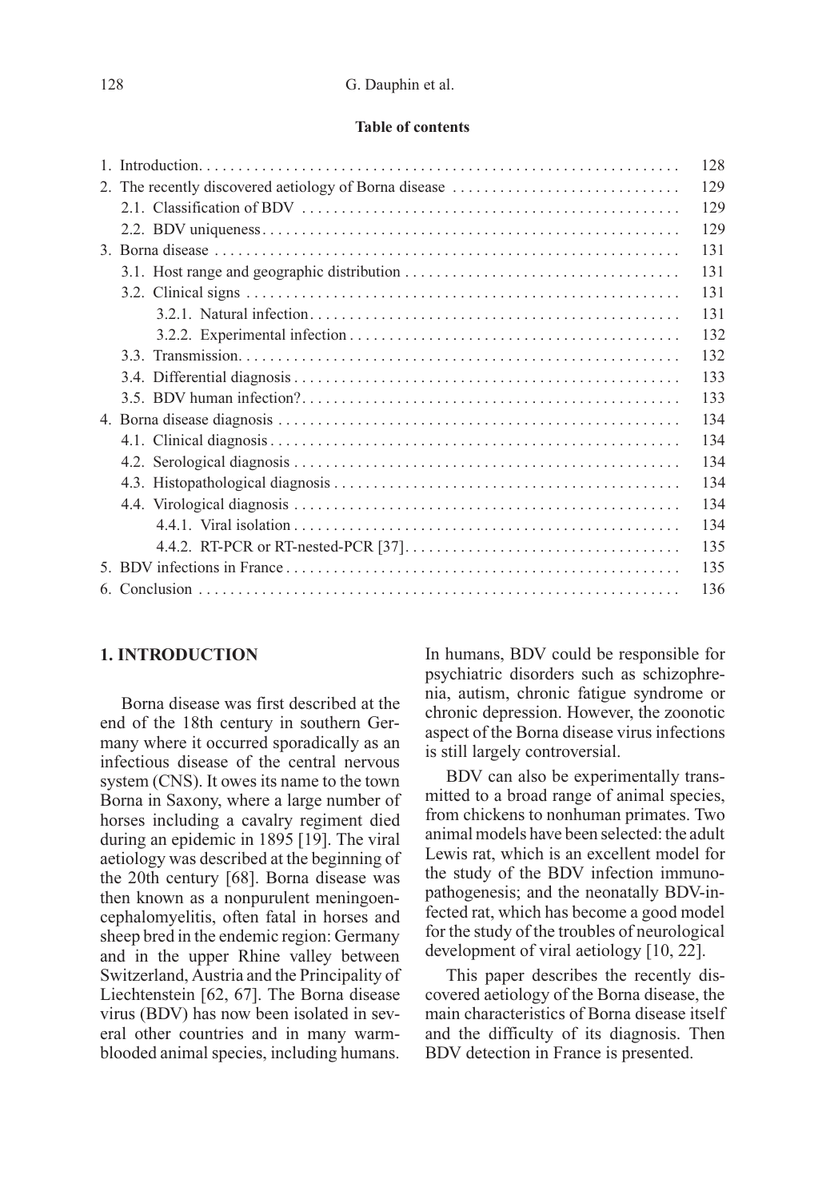**Table of contents**

| | |
|---|---|
| 1. Introduction | 128 |
| 2. The recently discovered aetiology of Borna disease | 129 |
| 2.1. Classification of BDV | 129 |
| 2.2. BDV uniqueness | 129 |
| 3. Borna disease | 131 |
| 3.1. Host range and geographic distribution | 131 |
| 3.2. Clinical signs | 131 |
| 3.2.1. Natural infection | 131 |
| 3.2.2. Experimental infection | 132 |
| 3.3. Transmission | 132 |
| 3.4. Differential diagnosis | 133 |
| 3.5. BDV human infection? | 133 |
| 4. Borna disease diagnosis | 134 |
| 4.1. Clinical diagnosis | 134 |
| 4.2. Serological diagnosis | 134 |
| 4.3. Histopathological diagnosis | 134 |
| 4.4. Virological diagnosis | 134 |
| 4.4.1. Viral isolation | 134 |
| 4.4.2. RT-PCR or RT-nested-PCR [37] | 135 |
| 5. BDV infections in France | 135 |
| 6. Conclusion | 136 |

## 1. INTRODUCTION

Borna disease was first described at the end of the 18th century in southern Germany where it occurred sporadically as an infectious disease of the central nervous system (CNS). It owes its name to the town Borna in Saxony, where a large number of horses including a cavalry regiment died during an epidemic in 1895 [19]. The viral aetiology was described at the beginning of the 20th century [68]. Borna disease was then known as a nonpurulent meningoencephalomyelitis, often fatal in horses and sheep bred in the endemic region: Germany and in the upper Rhine valley between Switzerland, Austria and the Principality of Liechtenstein [62, 67]. The Borna disease virus (BDV) has now been isolated in several other countries and in many warm-blooded animal species, including humans. In humans, BDV could be responsible for psychiatric disorders such as schizophrenia, autism, chronic fatigue syndrome or chronic depression. However, the zoonotic aspect of the Borna disease virus infections is still largely controversial.

BDV can also be experimentally transmitted to a broad range of animal species, from chickens to nonhuman primates. Two animal models have been selected: the adult Lewis rat, which is an excellent model for the study of the BDV infection immunopathogenesis; and the neonatally BDV-infected rat, which has become a good model for the study of the troubles of neurological development of viral aetiology [10, 22].

This paper describes the recently discovered aetiology of the Borna disease, the main characteristics of Borna disease itself and the difficulty of its diagnosis. Then BDV detection in France is presented.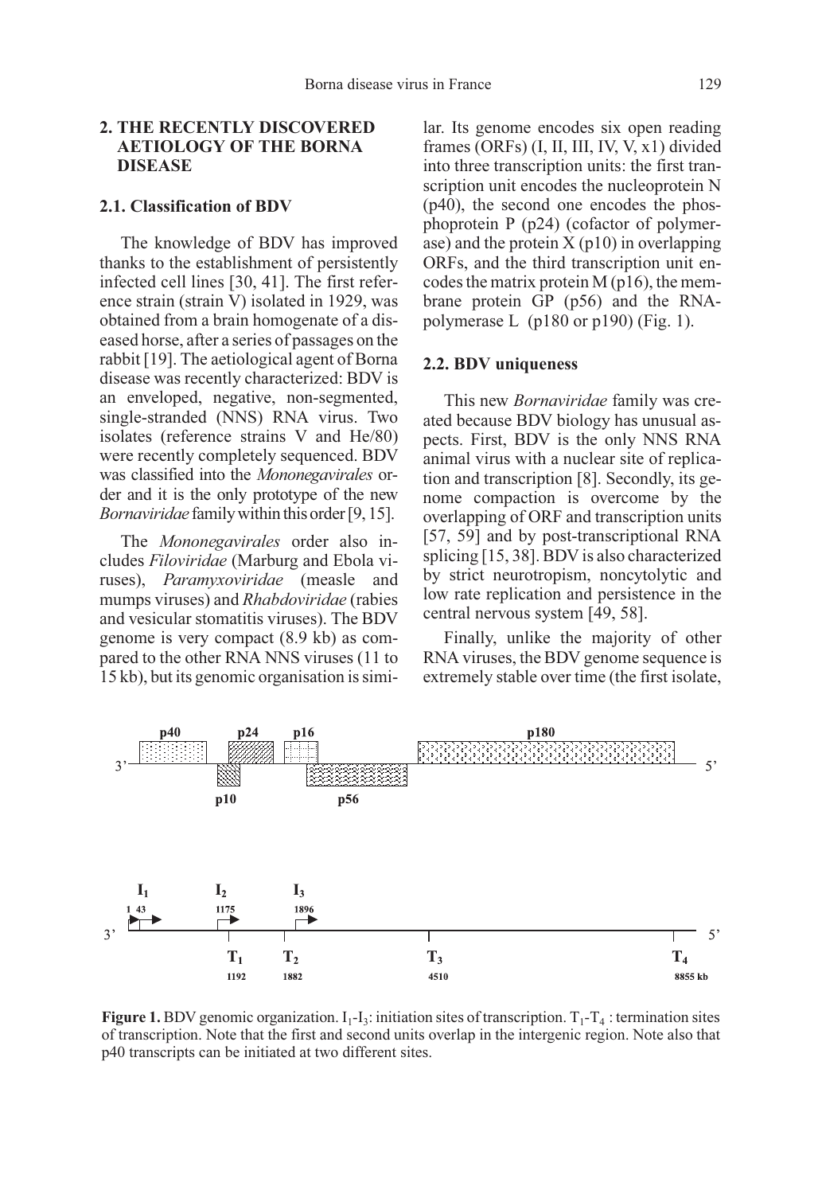## 2. THE RECENTLY DISCOVERED AETIOLOGY OF THE BORNA DISEASE

### 2.1. Classification of BDV

The knowledge of BDV has improved thanks to the establishment of persistently infected cell lines [30, 41]. The first reference strain (strain V) isolated in 1929, was obtained from a brain homogenate of a diseased horse, after a series of passages on the rabbit [19]. The aetiological agent of Borna disease was recently characterized: BDV is an enveloped, negative, non-segmented, single-stranded (NNS) RNA virus. Two isolates (reference strains V and He/80) were recently completely sequenced. BDV was classified into the *Mononegavirales* order and it is the only prototype of the new *Bornaviridae* family within this order [9, 15].

The *Mononegavirales* order also includes *Filoviridae* (Marburg and Ebola viruses), *Paramyxoviridae* (measle and mumps viruses) and *Rhabdoviridae* (rabies and vesicular stomatitis viruses). The BDV genome is very compact (8.9 kb) as compared to the other RNA NNS viruses (11 to 15 kb), but its genomic organisation is similar. Its genome encodes six open reading frames (ORFs) (I, II, III, IV, V, x1) divided into three transcription units: the first transcription unit encodes the nucleoprotein N (p40), the second one encodes the phosphoprotein P (p24) (cofactor of polymerase) and the protein X (p10) in overlapping ORFs, and the third transcription unit encodes the matrix protein M (p16), the membrane protein GP (p56) and the RNA-polymerase L (p180 or p190) (Fig. 1).

### 2.2. BDV uniqueness

This new *Bornaviridae* family was created because BDV biology has unusual aspects. First, BDV is the only NNS RNA animal virus with a nuclear site of replication and transcription [8]. Secondly, its genome compaction is overcome by the overlapping of ORF and transcription units [57, 59] and by post-transcriptional RNA splicing [15, 38]. BDV is also characterized by strict neurotropism, noncytolytic and low rate replication and persistence in the central nervous system [49, 58].

Finally, unlike the majority of other RNA viruses, the BDV genome sequence is extremely stable over time (the first isolate,

**Figure 1.** BDV genomic organization. $I_1$-$I_3$: initiation sites of transcription. $T_1$-$T_4$ : termination sites of transcription. Note that the first and second units overlap in the intergenic region. Note also that p40 transcripts can be initiated at two different sites.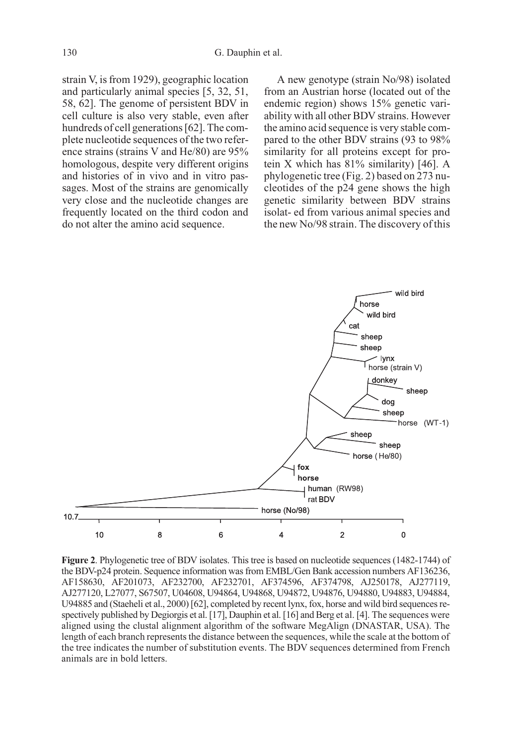strain V, is from 1929), geographic location and particularly animal species [5, 32, 51, 58, 62]. The genome of persistent BDV in cell culture is also very stable, even after hundreds of cell generations [62]. The complete nucleotide sequences of the two reference strains (strains V and He/80) are 95% homologous, despite very different origins and histories of in vivo and in vitro passages. Most of the strains are genomically very close and the nucleotide changes are frequently located on the third codon and do not alter the amino acid sequence.

A new genotype (strain No/98) isolated from an Austrian horse (located out of the endemic region) shows 15% genetic variability with all other BDV strains. However the amino acid sequence is very stable compared to the other BDV strains (93 to 98% similarity for all proteins except for protein X which has 81% similarity) [46]. A phylogenetic tree (Fig. 2) based on 273 nucleotides of the p24 gene shows the high genetic similarity between BDV strains isolat- ed from various animal species and the new No/98 strain. The discovery of this

**Figure 2**. Phylogenetic tree of BDV isolates. This tree is based on nucleotide sequences (1482-1744) of the BDV-p24 protein. Sequence information was from EMBL/Gen Bank accession numbers AF136236, AF158630, AF201073, AF232700, AF232701, AF374596, AF374798, AJ250178, AJ277119, AJ277120, L27077, S67507, U04608, U94864, U94868, U94872, U94876, U94880, U94883, U94884, U94885 and (Staeheli et al., 2000) [62], completed by recent lynx, fox, horse and wild bird sequences respectively published by Degiorgis et al. [17], Dauphin et al. [16] and Berg et al. [4]. The sequences were aligned using the clustal alignment algorithm of the software MegAlign (DNASTAR, USA). The length of each branch represents the distance between the sequences, while the scale at the bottom of the tree indicates the number of substitution events. The BDV sequences determined from French animals are in bold letters.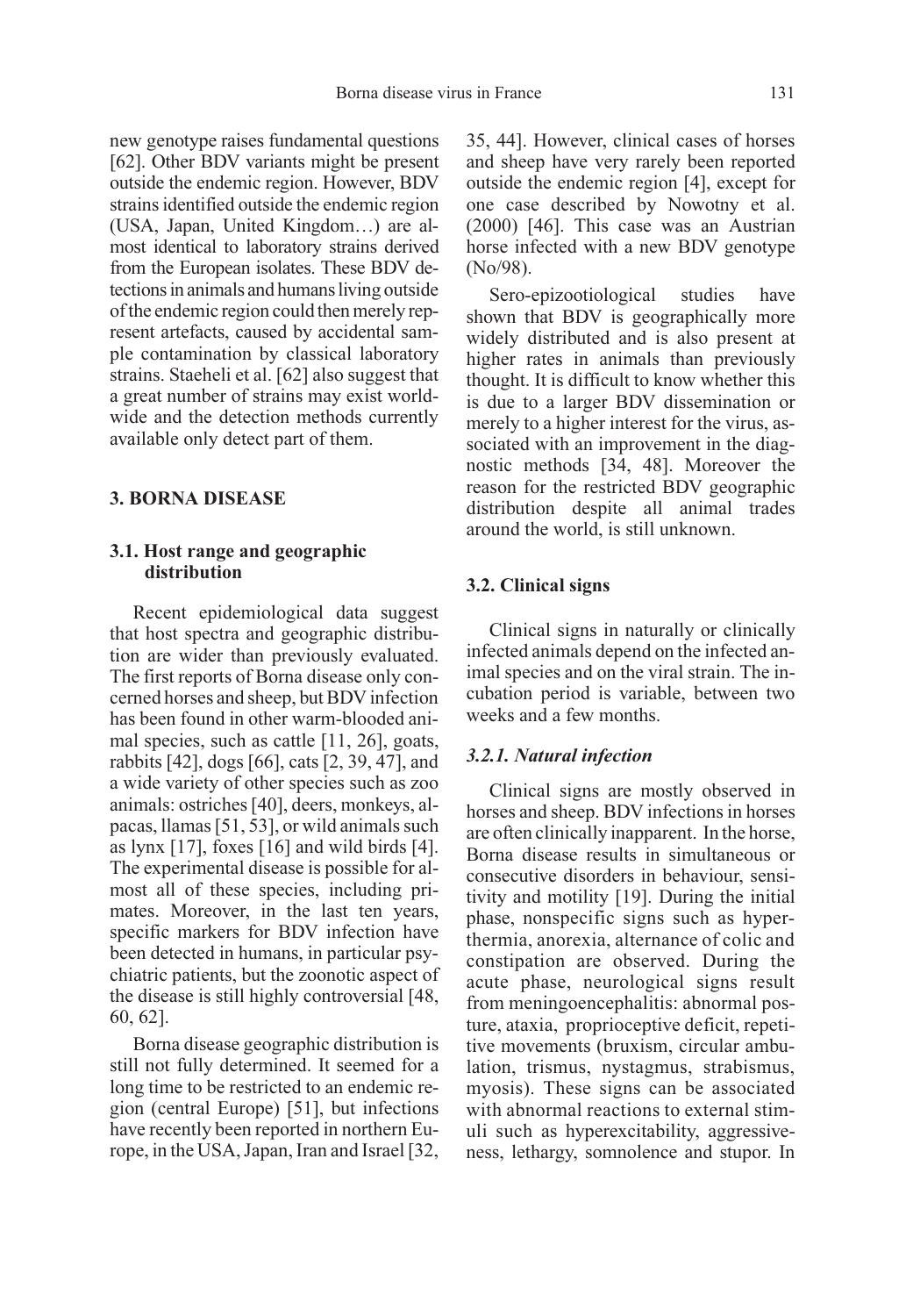new genotype raises fundamental questions [62]. Other BDV variants might be present outside the endemic region. However, BDV strains identified outside the endemic region (USA, Japan, United Kingdom…) are almost identical to laboratory strains derived from the European isolates. These BDV detections in animals and humans living outside of the endemic region could then merely represent artefacts, caused by accidental sample contamination by classical laboratory strains. Staeheli et al. [62] also suggest that a great number of strains may exist worldwide and the detection methods currently available only detect part of them.

## 3. BORNA DISEASE

### 3.1. Host range and geographic distribution

Recent epidemiological data suggest that host spectra and geographic distribution are wider than previously evaluated. The first reports of Borna disease only concerned horses and sheep, but BDV infection has been found in other warm-blooded animal species, such as cattle [11, 26], goats, rabbits [42], dogs [66], cats [2, 39, 47], and a wide variety of other species such as zoo animals: ostriches [40], deers, monkeys, alpacas, llamas [51, 53], or wild animals such as lynx [17], foxes [16] and wild birds [4]. The experimental disease is possible for almost all of these species, including primates. Moreover, in the last ten years, specific markers for BDV infection have been detected in humans, in particular psychiatric patients, but the zoonotic aspect of the disease is still highly controversial [48, 60, 62].

Borna disease geographic distribution is still not fully determined. It seemed for a long time to be restricted to an endemic region (central Europe) [51], but infections have recently been reported in northern Europe, in the USA, Japan, Iran and Israel [32, 35, 44]. However, clinical cases of horses and sheep have very rarely been reported outside the endemic region [4], except for one case described by Nowotny et al. (2000) [46]. This case was an Austrian horse infected with a new BDV genotype (No/98).

Sero-epizootiological studies have shown that BDV is geographically more widely distributed and is also present at higher rates in animals than previously thought. It is difficult to know whether this is due to a larger BDV dissemination or merely to a higher interest for the virus, associated with an improvement in the diagnostic methods [34, 48]. Moreover the reason for the restricted BDV geographic distribution despite all animal trades around the world, is still unknown.

### 3.2. Clinical signs

Clinical signs in naturally or clinically infected animals depend on the infected animal species and on the viral strain. The incubation period is variable, between two weeks and a few months.

#### *3.2.1. Natural infection*

Clinical signs are mostly observed in horses and sheep. BDV infections in horses are often clinically inapparent. In the horse, Borna disease results in simultaneous or consecutive disorders in behaviour, sensitivity and motility [19]. During the initial phase, nonspecific signs such as hyperthermia, anorexia, alternance of colic and constipation are observed. During the acute phase, neurological signs result from meningoencephalitis: abnormal posture, ataxia, proprioceptive deficit, repetitive movements (bruxism, circular ambulation, trismus, nystagmus, strabismus, myosis). These signs can be associated with abnormal reactions to external stimuli such as hyperexcitability, aggressiveness, lethargy, somnolence and stupor. In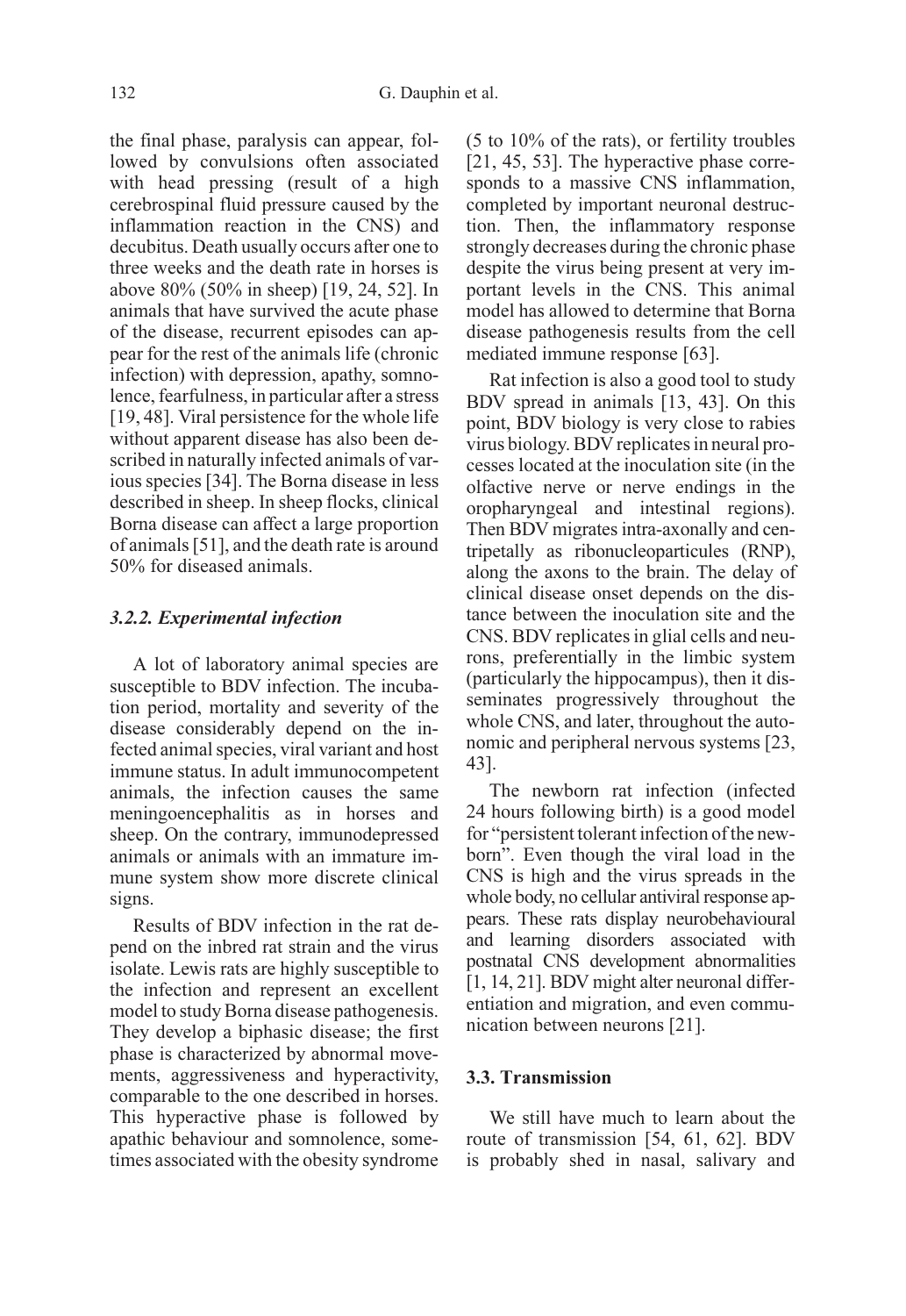the final phase, paralysis can appear, followed by convulsions often associated with head pressing (result of a high cerebrospinal fluid pressure caused by the inflammation reaction in the CNS) and decubitus. Death usually occurs after one to three weeks and the death rate in horses is above 80% (50% in sheep) [19, 24, 52]. In animals that have survived the acute phase of the disease, recurrent episodes can appear for the rest of the animals life (chronic infection) with depression, apathy, somnolence, fearfulness, in particular after a stress [19, 48]. Viral persistence for the whole life without apparent disease has also been described in naturally infected animals of various species [34]. The Borna disease in less described in sheep. In sheep flocks, clinical Borna disease can affect a large proportion of animals [51], and the death rate is around 50% for diseased animals.

### *3.2.2. Experimental infection*

A lot of laboratory animal species are susceptible to BDV infection. The incubation period, mortality and severity of the disease considerably depend on the infected animal species, viral variant and host immune status. In adult immunocompetent animals, the infection causes the same meningoencephalitis as in horses and sheep. On the contrary, immunodepressed animals or animals with an immature immune system show more discrete clinical signs.

Results of BDV infection in the rat depend on the inbred rat strain and the virus isolate. Lewis rats are highly susceptible to the infection and represent an excellent model to study Borna disease pathogenesis. They develop a biphasic disease; the first phase is characterized by abnormal movements, aggressiveness and hyperactivity, comparable to the one described in horses. This hyperactive phase is followed by apathic behaviour and somnolence, sometimes associated with the obesity syndrome (5 to 10% of the rats), or fertility troubles [21, 45, 53]. The hyperactive phase corresponds to a massive CNS inflammation, completed by important neuronal destruction. Then, the inflammatory response strongly decreases during the chronic phase despite the virus being present at very important levels in the CNS. This animal model has allowed to determine that Borna disease pathogenesis results from the cell mediated immune response [63].

Rat infection is also a good tool to study BDV spread in animals [13, 43]. On this point, BDV biology is very close to rabies virus biology. BDV replicates in neural processes located at the inoculation site (in the olfactive nerve or nerve endings in the oropharyngeal and intestinal regions). Then BDV migrates intra-axonally and centripetally as ribonucleoparticules (RNP), along the axons to the brain. The delay of clinical disease onset depends on the distance between the inoculation site and the CNS. BDV replicates in glial cells and neurons, preferentially in the limbic system (particularly the hippocampus), then it disseminates progressively throughout the whole CNS, and later, throughout the autonomic and peripheral nervous systems [23, 43].

The newborn rat infection (infected 24 hours following birth) is a good model for "persistent tolerant infection of the newborn". Even though the viral load in the CNS is high and the virus spreads in the whole body, no cellular antiviral response appears. These rats display neurobehavioural and learning disorders associated with postnatal CNS development abnormalities [1, 14, 21]. BDV might alter neuronal differentiation and migration, and even communication between neurons [21].

## 3.3. Transmission

We still have much to learn about the route of transmission [54, 61, 62]. BDV is probably shed in nasal, salivary and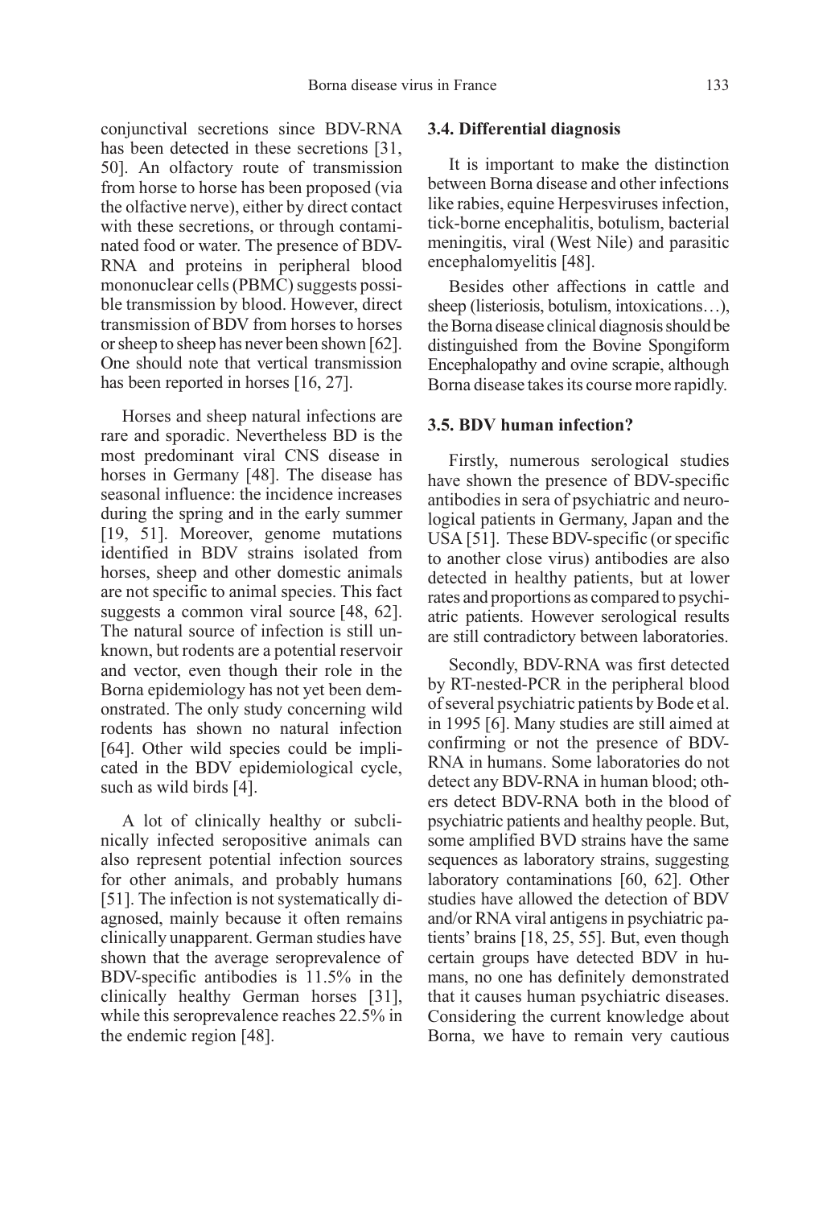conjunctival secretions since BDV-RNA has been detected in these secretions [31, 50]. An olfactory route of transmission from horse to horse has been proposed (via the olfactive nerve), either by direct contact with these secretions, or through contaminated food or water. The presence of BDV-RNA and proteins in peripheral blood mononuclear cells (PBMC) suggests possible transmission by blood. However, direct transmission of BDV from horses to horses or sheep to sheep has never been shown [62]. One should note that vertical transmission has been reported in horses [16, 27].

Horses and sheep natural infections are rare and sporadic. Nevertheless BD is the most predominant viral CNS disease in horses in Germany [48]. The disease has seasonal influence: the incidence increases during the spring and in the early summer [19, 51]. Moreover, genome mutations identified in BDV strains isolated from horses, sheep and other domestic animals are not specific to animal species. This fact suggests a common viral source [48, 62]. The natural source of infection is still unknown, but rodents are a potential reservoir and vector, even though their role in the Borna epidemiology has not yet been demonstrated. The only study concerning wild rodents has shown no natural infection [64]. Other wild species could be implicated in the BDV epidemiological cycle, such as wild birds [4].

A lot of clinically healthy or subclinically infected seropositive animals can also represent potential infection sources for other animals, and probably humans [51]. The infection is not systematically diagnosed, mainly because it often remains clinically unapparent. German studies have shown that the average seroprevalence of BDV-specific antibodies is 11.5% in the clinically healthy German horses [31], while this seroprevalence reaches 22.5% in the endemic region [48].

### 3.4. Differential diagnosis

It is important to make the distinction between Borna disease and other infections like rabies, equine Herpesviruses infection, tick-borne encephalitis, botulism, bacterial meningitis, viral (West Nile) and parasitic encephalomyelitis [48].

Besides other affections in cattle and sheep (listeriosis, botulism, intoxications…), the Borna disease clinical diagnosis should be distinguished from the Bovine Spongiform Encephalopathy and ovine scrapie, although Borna disease takes its course more rapidly.

### 3.5. BDV human infection?

Firstly, numerous serological studies have shown the presence of BDV-specific antibodies in sera of psychiatric and neurological patients in Germany, Japan and the USA [51]. These BDV-specific (or specific to another close virus) antibodies are also detected in healthy patients, but at lower rates and proportions as compared to psychiatric patients. However serological results are still contradictory between laboratories.

Secondly, BDV-RNA was first detected by RT-nested-PCR in the peripheral blood of several psychiatric patients by Bode et al. in 1995 [6]. Many studies are still aimed at confirming or not the presence of BDV-RNA in humans. Some laboratories do not detect any BDV-RNA in human blood; others detect BDV-RNA both in the blood of psychiatric patients and healthy people. But, some amplified BVD strains have the same sequences as laboratory strains, suggesting laboratory contaminations [60, 62]. Other studies have allowed the detection of BDV and/or RNA viral antigens in psychiatric patients' brains [18, 25, 55]. But, even though certain groups have detected BDV in humans, no one has definitely demonstrated that it causes human psychiatric diseases. Considering the current knowledge about Borna, we have to remain very cautious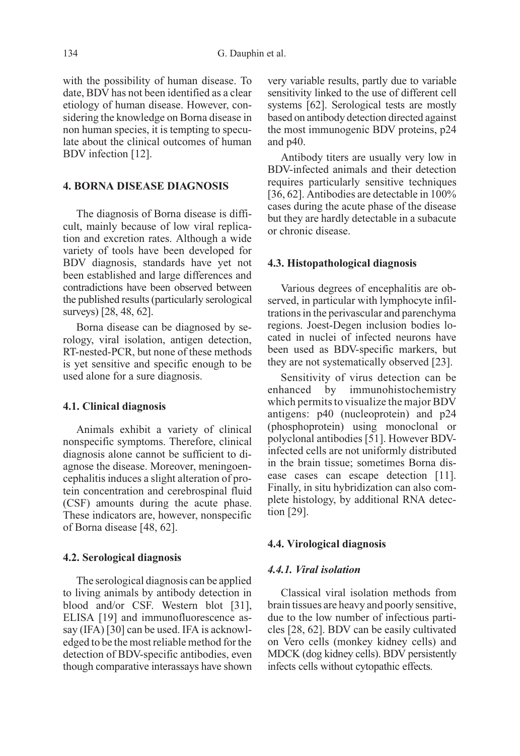with the possibility of human disease. To date, BDV has not been identified as a clear etiology of human disease. However, considering the knowledge on Borna disease in non human species, it is tempting to speculate about the clinical outcomes of human BDV infection [12].

## 4. BORNA DISEASE DIAGNOSIS

The diagnosis of Borna disease is difficult, mainly because of low viral replication and excretion rates. Although a wide variety of tools have been developed for BDV diagnosis, standards have yet not been established and large differences and contradictions have been observed between the published results (particularly serological surveys) [28, 48, 62].

Borna disease can be diagnosed by serology, viral isolation, antigen detection, RT-nested-PCR, but none of these methods is yet sensitive and specific enough to be used alone for a sure diagnosis.

### 4.1. Clinical diagnosis

Animals exhibit a variety of clinical nonspecific symptoms. Therefore, clinical diagnosis alone cannot be sufficient to diagnose the disease. Moreover, meningoencephalitis induces a slight alteration of protein concentration and cerebrospinal fluid (CSF) amounts during the acute phase. These indicators are, however, nonspecific of Borna disease [48, 62].

### 4.2. Serological diagnosis

The serological diagnosis can be applied to living animals by antibody detection in blood and/or CSF. Western blot [31], ELISA [19] and immunofluorescence assay (IFA) [30] can be used. IFA is acknowledged to be the most reliable method for the detection of BDV-specific antibodies, even though comparative interassays have shown very variable results, partly due to variable sensitivity linked to the use of different cell systems [62]. Serological tests are mostly based on antibody detection directed against the most immunogenic BDV proteins, p24 and p40.

Antibody titers are usually very low in BDV-infected animals and their detection requires particularly sensitive techniques [36, 62]. Antibodies are detectable in 100% cases during the acute phase of the disease but they are hardly detectable in a subacute or chronic disease.

### 4.3. Histopathological diagnosis

Various degrees of encephalitis are observed, in particular with lymphocyte infiltrations in the perivascular and parenchyma regions. Joest-Degen inclusion bodies located in nuclei of infected neurons have been used as BDV-specific markers, but they are not systematically observed [23].

Sensitivity of virus detection can be enhanced by immunohistochemistry which permits to visualize the major BDV antigens: p40 (nucleoprotein) and p24 (phosphoprotein) using monoclonal or polyclonal antibodies [51]. However BDV-infected cells are not uniformly distributed in the brain tissue; sometimes Borna disease cases can escape detection [11]. Finally, in situ hybridization can also complete histology, by additional RNA detection [29].

### 4.4. Virological diagnosis

#### *4.4.1. Viral isolation*

Classical viral isolation methods from brain tissues are heavy and poorly sensitive, due to the low number of infectious particles [28, 62]. BDV can be easily cultivated on Vero cells (monkey kidney cells) and MDCK (dog kidney cells). BDV persistently infects cells without cytopathic effects.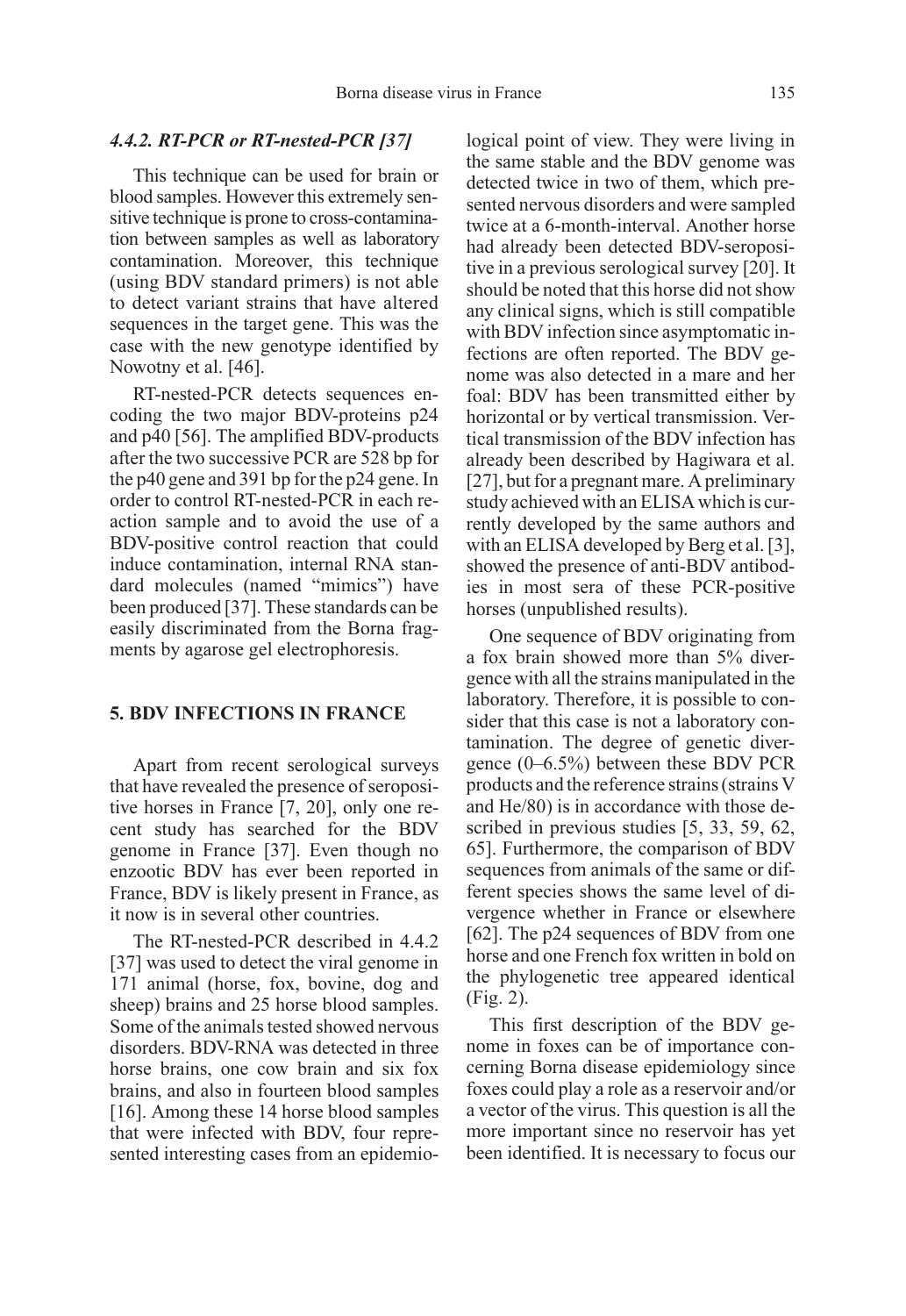### *4.4.2. RT-PCR or RT-nested-PCR [37]*

This technique can be used for brain or blood samples. However this extremely sensitive technique is prone to cross-contamination between samples as well as laboratory contamination. Moreover, this technique (using BDV standard primers) is not able to detect variant strains that have altered sequences in the target gene. This was the case with the new genotype identified by Nowotny et al. [46].

RT-nested-PCR detects sequences encoding the two major BDV-proteins p24 and p40 [56]. The amplified BDV-products after the two successive PCR are 528 bp for the p40 gene and 391 bp for the p24 gene. In order to control RT-nested-PCR in each reaction sample and to avoid the use of a BDV-positive control reaction that could induce contamination, internal RNA standard molecules (named "mimics") have been produced [37]. These standards can be easily discriminated from the Borna fragments by agarose gel electrophoresis.

## 5. BDV INFECTIONS IN FRANCE

Apart from recent serological surveys that have revealed the presence of seropositive horses in France [7, 20], only one recent study has searched for the BDV genome in France [37]. Even though no enzootic BDV has ever been reported in France, BDV is likely present in France, as it now is in several other countries.

The RT-nested-PCR described in 4.4.2 [37] was used to detect the viral genome in 171 animal (horse, fox, bovine, dog and sheep) brains and 25 horse blood samples. Some of the animals tested showed nervous disorders. BDV-RNA was detected in three horse brains, one cow brain and six fox brains, and also in fourteen blood samples [16]. Among these 14 horse blood samples that were infected with BDV, four represented interesting cases from an epidemiological point of view. They were living in the same stable and the BDV genome was detected twice in two of them, which presented nervous disorders and were sampled twice at a 6-month-interval. Another horse had already been detected BDV-seropositive in a previous serological survey [20]. It should be noted that this horse did not show any clinical signs, which is still compatible with BDV infection since asymptomatic infections are often reported. The BDV genome was also detected in a mare and her foal: BDV has been transmitted either by horizontal or by vertical transmission. Vertical transmission of the BDV infection has already been described by Hagiwara et al. [27], but for a pregnant mare. A preliminary study achieved with an ELISA which is currently developed by the same authors and with an ELISA developed by Berg et al. [3], showed the presence of anti-BDV antibodies in most sera of these PCR-positive horses (unpublished results).

One sequence of BDV originating from a fox brain showed more than 5% divergence with all the strains manipulated in the laboratory. Therefore, it is possible to consider that this case is not a laboratory contamination. The degree of genetic divergence (0–6.5%) between these BDV PCR products and the reference strains (strains V and He/80) is in accordance with those described in previous studies [5, 33, 59, 62, 65]. Furthermore, the comparison of BDV sequences from animals of the same or different species shows the same level of divergence whether in France or elsewhere [62]. The p24 sequences of BDV from one horse and one French fox written in bold on the phylogenetic tree appeared identical (Fig. 2).

This first description of the BDV genome in foxes can be of importance concerning Borna disease epidemiology since foxes could play a role as a reservoir and/or a vector of the virus. This question is all the more important since no reservoir has yet been identified. It is necessary to focus our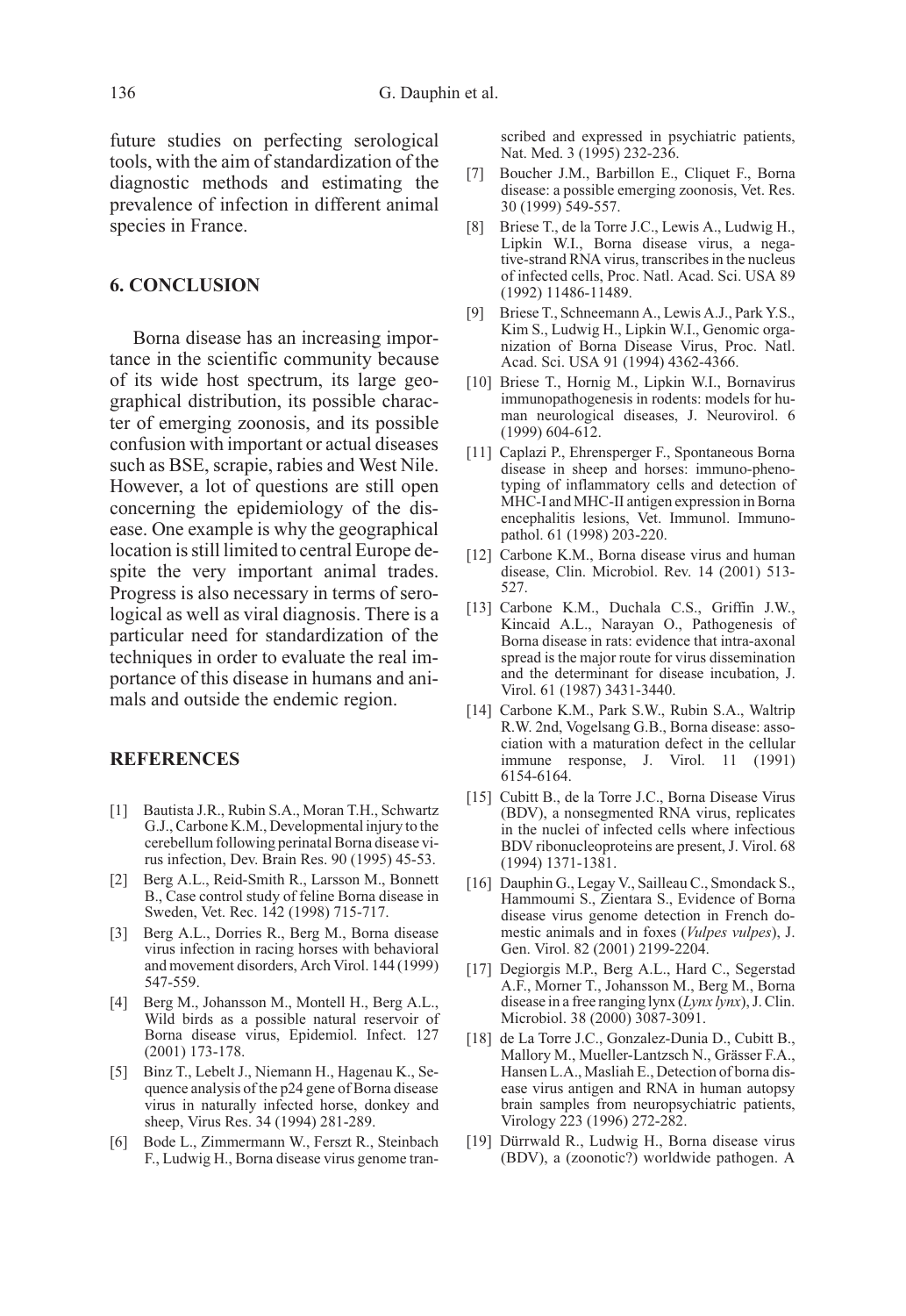future studies on perfecting serological tools, with the aim of standardization of the diagnostic methods and estimating the prevalence of infection in different animal species in France.

## 6. CONCLUSION

Borna disease has an increasing importance in the scientific community because of its wide host spectrum, its large geographical distribution, its possible character of emerging zoonosis, and its possible confusion with important or actual diseases such as BSE, scrapie, rabies and West Nile. However, a lot of questions are still open concerning the epidemiology of the disease. One example is why the geographical location is still limited to central Europe despite the very important animal trades. Progress is also necessary in terms of serological as well as viral diagnosis. There is a particular need for standardization of the techniques in order to evaluate the real importance of this disease in humans and animals and outside the endemic region.

## REFERENCES

[1] Bautista J.R., Rubin S.A., Moran T.H., Schwartz G.J., Carbone K.M., Developmental injury to the cerebellum following perinatal Borna disease virus infection, Dev. Brain Res. 90 (1995) 45-53.

[2] Berg A.L., Reid-Smith R., Larsson M., Bonnett B., Case control study of feline Borna disease in Sweden, Vet. Rec. 142 (1998) 715-717.

[3] Berg A.L., Dorries R., Berg M., Borna disease virus infection in racing horses with behavioral and movement disorders, Arch Virol. 144 (1999) 547-559.

[4] Berg M., Johansson M., Montell H., Berg A.L., Wild birds as a possible natural reservoir of Borna disease virus, Epidemiol. Infect. 127 (2001) 173-178.

[5] Binz T., Lebelt J., Niemann H., Hagenau K., Sequence analysis of the p24 gene of Borna disease virus in naturally infected horse, donkey and sheep, Virus Res. 34 (1994) 281-289.

[6] Bode L., Zimmermann W., Ferszt R., Steinbach F., Ludwig H., Borna disease virus genome transcribed and expressed in psychiatric patients, Nat. Med. 3 (1995) 232-236.

[7] Boucher J.M., Barbillon E., Cliquet F., Borna disease: a possible emerging zoonosis, Vet. Res. 30 (1999) 549-557.

[8] Briese T., de la Torre J.C., Lewis A., Ludwig H., Lipkin W.I., Borna disease virus, a negative-strand RNA virus, transcribes in the nucleus of infected cells, Proc. Natl. Acad. Sci. USA 89 (1992) 11486-11489.

[9] Briese T., Schneemann A., Lewis A.J., Park Y.S., Kim S., Ludwig H., Lipkin W.I., Genomic organization of Borna Disease Virus, Proc. Natl. Acad. Sci. USA 91 (1994) 4362-4366.

[10] Briese T., Hornig M., Lipkin W.I., Bornavirus immunopathogenesis in rodents: models for human neurological diseases, J. Neurovirol. 6 (1999) 604-612.

[11] Caplazi P., Ehrensperger F., Spontaneous Borna disease in sheep and horses: immuno-phenotyping of inflammatory cells and detection of MHC-I and MHC-II antigen expression in Borna encephalitis lesions, Vet. Immunol. Immunopathol. 61 (1998) 203-220.

[12] Carbone K.M., Borna disease virus and human disease, Clin. Microbiol. Rev. 14 (2001) 513-527.

[13] Carbone K.M., Duchala C.S., Griffin J.W., Kincaid A.L., Narayan O., Pathogenesis of Borna disease in rats: evidence that intra-axonal spread is the major route for virus dissemination and the determinant for disease incubation, J. Virol. 61 (1987) 3431-3440.

[14] Carbone K.M., Park S.W., Rubin S.A., Waltrip R.W. 2nd, Vogelsang G.B., Borna disease: association with a maturation defect in the cellular immune response, J. Virol. 11 (1991) 6154-6164.

[15] Cubitt B., de la Torre J.C., Borna Disease Virus (BDV), a nonsegmented RNA virus, replicates in the nuclei of infected cells where infectious BDV ribonucleoproteins are present, J. Virol. 68 (1994) 1371-1381.

[16] Dauphin G., Legay V., Sailleau C., Smondack S., Hammoumi S., Zientara S., Evidence of Borna disease virus genome detection in French domestic animals and in foxes (*Vulpes vulpes*), J. Gen. Virol. 82 (2001) 2199-2204.

[17] Degiorgis M.P., Berg A.L., Hard C., Segerstad A.F., Morner T., Johansson M., Berg M., Borna disease in a free ranging lynx (*Lynx lynx*), J. Clin. Microbiol. 38 (2000) 3087-3091.

[18] de La Torre J.C., Gonzalez-Dunia D., Cubitt B., Mallory M., Mueller-Lantzsch N., Grässer F.A., Hansen L.A., Masliah E., Detection of borna disease virus antigen and RNA in human autopsy brain samples from neuropsychiatric patients, Virology 223 (1996) 272-282.

[19] Dürrwald R., Ludwig H., Borna disease virus (BDV), a (zoonotic?) worldwide pathogen. A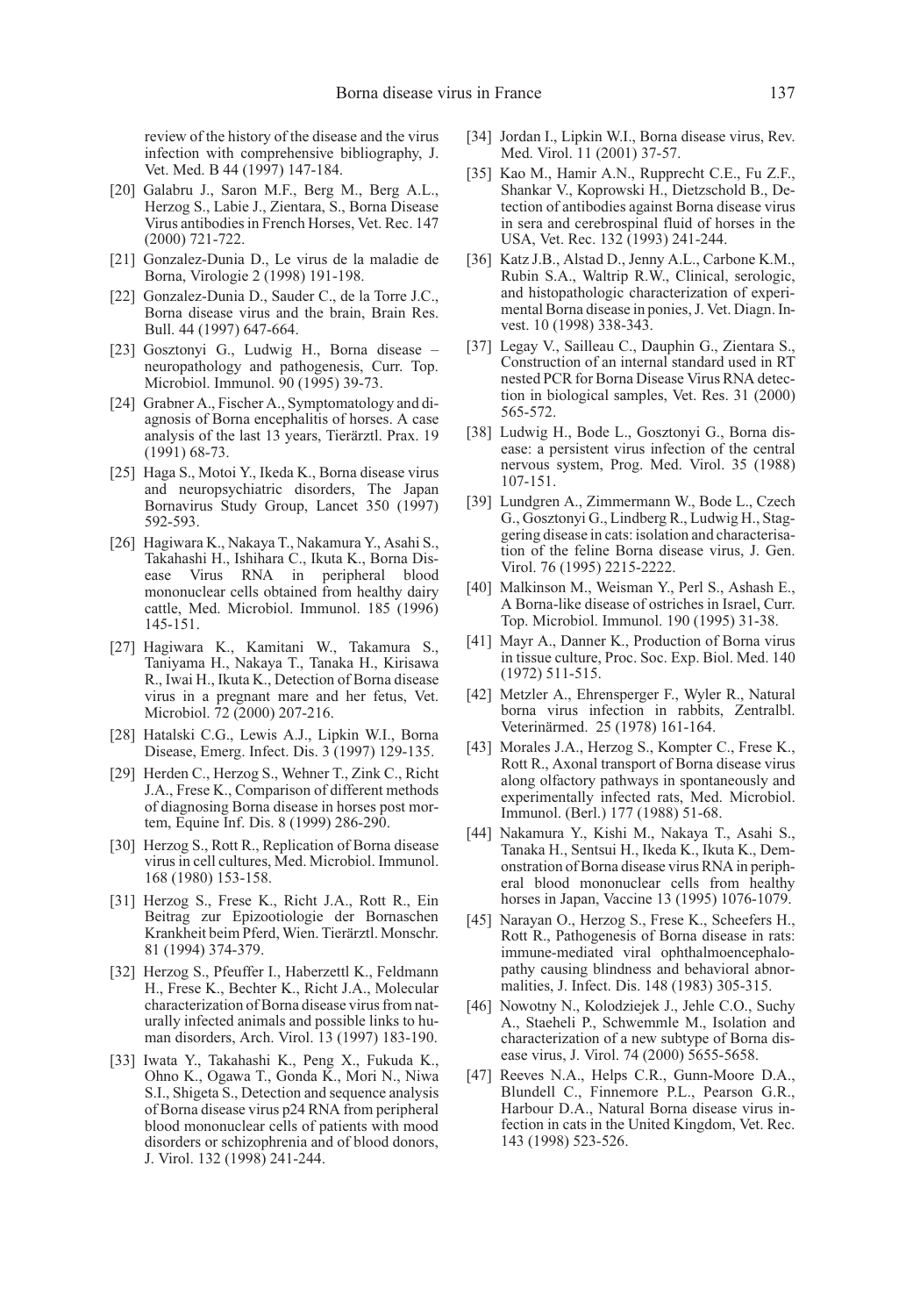review of the history of the disease and the virus infection with comprehensive bibliography, J. Vet. Med. B 44 (1997) 147-184.

[20] Galabru J., Saron M.F., Berg M., Berg A.L., Herzog S., Labie J., Zientara, S., Borna Disease Virus antibodies in French Horses, Vet. Rec. 147 (2000) 721-722.

[21] Gonzalez-Dunia D., Le virus de la maladie de Borna, Virologie 2 (1998) 191-198.

[22] Gonzalez-Dunia D., Sauder C., de la Torre J.C., Borna disease virus and the brain, Brain Res. Bull. 44 (1997) 647-664.

[23] Gosztonyi G., Ludwig H., Borna disease – neuropathology and pathogenesis, Curr. Top. Microbiol. Immunol. 90 (1995) 39-73.

[24] Grabner A., Fischer A., Symptomatology and diagnosis of Borna encephalitis of horses. A case analysis of the last 13 years, Tierärztl. Prax. 19 (1991) 68-73.

[25] Haga S., Motoi Y., Ikeda K., Borna disease virus and neuropsychiatric disorders, The Japan Bornavirus Study Group, Lancet 350 (1997) 592-593.

[26] Hagiwara K., Nakaya T., Nakamura Y., Asahi S., Takahashi H., Ishihara C., Ikuta K., Borna Disease Virus RNA in peripheral blood mononuclear cells obtained from healthy dairy cattle, Med. Microbiol. Immunol. 185 (1996) 145-151.

[27] Hagiwara K., Kamitani W., Takamura S., Taniyama H., Nakaya T., Tanaka H., Kirisawa R., Iwai H., Ikuta K., Detection of Borna disease virus in a pregnant mare and her fetus, Vet. Microbiol. 72 (2000) 207-216.

[28] Hatalski C.G., Lewis A.J., Lipkin W.I., Borna Disease, Emerg. Infect. Dis. 3 (1997) 129-135.

[29] Herden C., Herzog S., Wehner T., Zink C., Richt J.A., Frese K., Comparison of different methods of diagnosing Borna disease in horses post mortem, Equine Inf. Dis. 8 (1999) 286-290.

[30] Herzog S., Rott R., Replication of Borna disease virus in cell cultures, Med. Microbiol. Immunol. 168 (1980) 153-158.

[31] Herzog S., Frese K., Richt J.A., Rott R., Ein Beitrag zur Epizootiologie der Bornaschen Krankheit beim Pferd, Wien. Tierärztl. Monschr. 81 (1994) 374-379.

[32] Herzog S., Pfeuffer I., Haberzettl K., Feldmann H., Frese K., Bechter K., Richt J.A., Molecular characterization of Borna disease virus from naturally infected animals and possible links to human disorders, Arch. Virol. 13 (1997) 183-190.

[33] Iwata Y., Takahashi K., Peng X., Fukuda K., Ohno K., Ogawa T., Gonda K., Mori N., Niwa S.I., Shigeta S., Detection and sequence analysis of Borna disease virus p24 RNA from peripheral blood mononuclear cells of patients with mood disorders or schizophrenia and of blood donors, J. Virol. 132 (1998) 241-244.

[34] Jordan I., Lipkin W.I., Borna disease virus, Rev. Med. Virol. 11 (2001) 37-57.

[35] Kao M., Hamir A.N., Rupprecht C.E., Fu Z.F., Shankar V., Koprowski H., Dietzschold B., Detection of antibodies against Borna disease virus in sera and cerebrospinal fluid of horses in the USA, Vet. Rec. 132 (1993) 241-244.

[36] Katz J.B., Alstad D., Jenny A.L., Carbone K.M., Rubin S.A., Waltrip R.W., Clinical, serologic, and histopathologic characterization of experimental Borna disease in ponies, J. Vet. Diagn. Invest. 10 (1998) 338-343.

[37] Legay V., Sailleau C., Dauphin G., Zientara S., Construction of an internal standard used in RT nested PCR for Borna Disease Virus RNA detection in biological samples, Vet. Res. 31 (2000) 565-572.

[38] Ludwig H., Bode L., Gosztonyi G., Borna disease: a persistent virus infection of the central nervous system, Prog. Med. Virol. 35 (1988) 107-151.

[39] Lundgren A., Zimmermann W., Bode L., Czech G., Gosztonyi G., Lindberg R., Ludwig H., Staggering disease in cats: isolation and characterisation of the feline Borna disease virus, J. Gen. Virol. 76 (1995) 2215-2222.

[40] Malkinson M., Weisman Y., Perl S., Ashash E., A Borna-like disease of ostriches in Israel, Curr. Top. Microbiol. Immunol. 190 (1995) 31-38.

[41] Mayr A., Danner K., Production of Borna virus in tissue culture, Proc. Soc. Exp. Biol. Med. 140 (1972) 511-515.

[42] Metzler A., Ehrensperger F., Wyler R., Natural borna virus infection in rabbits, Zentralbl. Veterinärmed. 25 (1978) 161-164.

[43] Morales J.A., Herzog S., Kompter C., Frese K., Rott R., Axonal transport of Borna disease virus along olfactory pathways in spontaneously and experimentally infected rats, Med. Microbiol. Immunol. (Berl.) 177 (1988) 51-68.

[44] Nakamura Y., Kishi M., Nakaya T., Asahi S., Tanaka H., Sentsui H., Ikeda K., Ikuta K., Demonstration of Borna disease virus RNA in peripheral blood mononuclear cells from healthy horses in Japan, Vaccine 13 (1995) 1076-1079.

[45] Narayan O., Herzog S., Frese K., Scheefers H., Rott R., Pathogenesis of Borna disease in rats: immune-mediated viral ophthalmoencephalopathy causing blindness and behavioral abnormalities, J. Infect. Dis. 148 (1983) 305-315.

[46] Nowotny N., Kolodziejek J., Jehle C.O., Suchy A., Staeheli P., Schwemmle M., Isolation and characterization of a new subtype of Borna disease virus, J. Virol. 74 (2000) 5655-5658.

[47] Reeves N.A., Helps C.R., Gunn-Moore D.A., Blundell C., Finnemore P.L., Pearson G.R., Harbour D.A., Natural Borna disease virus infection in cats in the United Kingdom, Vet. Rec. 143 (1998) 523-526.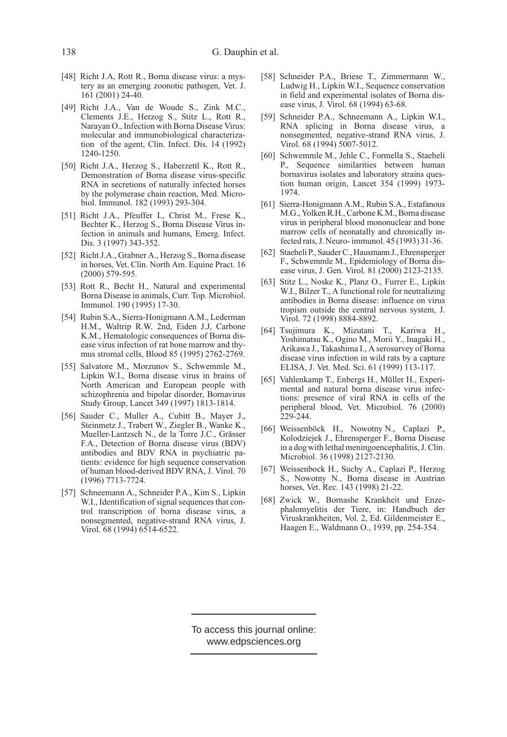[48] Richt J.A, Rott R., Borna disease virus: a mystery as an emerging zoonotic pathogen, Vet. J. 161 (2001) 24-40.

[49] Richt J.A., Van de Woude S., Zink M.C., Clements J.E., Herzog S., Stitz L., Rott R., Narayan O., Infection with Borna Disease Virus: molecular and immunobiological characterization of the agent, Clin. Infect. Dis. 14 (1992) 1240-1250.

[50] Richt J.A., Herzog S., Haberzettl K., Rott R., Demonstration of Borna disease virus-specific RNA in secretions of naturally infected horses by the polymerase chain reaction, Med. Microbiol. Immunol. 182 (1993) 293-304.

[51] Richt J.A., Pfeuffer I., Christ M., Frese K., Bechter K., Herzog S., Borna Disease Virus infection in animals and humans, Emerg. Infect. Dis. 3 (1997) 343-352.

[52] Richt J.A., Grabner A., Herzog S., Borna disease in horses, Vet. Clin. North Am. Equine Pract. 16 (2000) 579-595.

[53] Rott R., Becht H., Natural and experimental Borna Disease in animals, Curr. Top. Microbiol. Immunol. 190 (1995) 17-30.

[54] Rubin S.A., Sierra-Honigmann A.M., Lederman H.M., Waltrip R.W. 2nd, Eiden J.J, Carbone K.M., Hematologic consequences of Borna disease virus infection of rat bone marrow and thymus stromal cells, Blood 85 (1995) 2762-2769.

[55] Salvatore M., Morzunov S., Schwemmle M., Lipkin W.I., Borna disease virus in brains of North American and European people with schizophrenia and bipolar disorder, Bornavirus Study Group, Lancet 349 (1997) 1813-1814.

[56] Sauder C., Muller A., Cubitt B., Mayer J., Steinmetz J., Trabert W., Ziegler B., Wanke K., Mueller-Lantzsch N., de la Torre J.C., Grässer F.A., Detection of Borna disease virus (BDV) antibodies and BDV RNA in psychiatric patients: evidence for high sequence conservation of human blood-derived BDV RNA, J. Virol. 70 (1996) 7713-7724.

[57] Schneemann A., Schneider P.A., Kim S., Lipkin W.I., Identification of signal sequences that control transcription of borna disease virus, a nonsegmented, negative-strand RNA virus, J. Virol. 68 (1994) 6514-6522.

[58] Schneider P.A., Briese T., Zimmermann W., Ludwig H., Lipkin W.I., Sequence conservation in field and experimental isolates of Borna disease virus, J. Virol. 68 (1994) 63-68.

[59] Schneider P.A., Schneemann A., Lipkin W.I., RNA splicing in Borna disease virus, a nonsegmented, negative-strand RNA virus, J. Virol. 68 (1994) 5007-5012.

[60] Schwemmle M., Jehle C., Formella S., Staeheli P., Sequence similarities between human bornavirus isolates and laboratory strains question human origin, Lancet 354 (1999) 1973-1974.

[61] Sierra-Honigmann A.M., Rubin S.A., Estafanous M.G., Yolken R.H., Carbone K.M., Borna disease virus in peripheral blood mononuclear and bone marrow cells of neonatally and chronically infected rats, J. Neuro- immunol. 45 (1993) 31-36.

[62] Staeheli P., Sauder C., Hausmann J., Ehrensperger F., Schwemmle M., Epidemiology of Borna disease virus, J. Gen. Virol. 81 (2000) 2123-2135.

[63] Stitz L., Noske K., Planz O., Furrer E., Lipkin W.I., Bilzer T., A functional role for neutralizing antibodies in Borna disease: influence on virus tropism outside the central nervous system, J. Virol. 72 (1998) 8884-8892.

[64] Tsujimura K., Mizutani T., Kariwa H., Yoshimatsu K., Ogino M., Morii Y., Inagaki H., Arikawa J., Takashima I., A serosurvey of Borna disease virus infection in wild rats by a capture ELISA, J. Vet. Med. Sci. 61 (1999) 113-117.

[65] Vahlenkamp T., Enbergs H., Müller H., Experimental and natural borna disease virus infections: presence of viral RNA in cells of the peripheral blood, Vet. Microbiol. 76 (2000) 229-244.

[66] Weissenböck H., Nowotny N., Caplazi P., Kolodziejek J., Ehrensperger F., Borna Disease in a dog with lethal meningoencephalitis, J. Clin. Microbiol. 36 (1998) 2127-2130.

[67] Weissenbock H., Suchy A., Caplazi P., Herzog S., Nowotny N., Borna disease in Austrian horses, Vet. Rec. 143 (1998) 21-22.

[68] Zwick W., Bornashe Krankheit und Enzephalomyelitis der Tiere, in: Handbuch der Viruskrankheiten, Vol. 2, Ed. Gildenmeister E., Haagen E., Waldmann O., 1939, pp. 254-354.

To access this journal online:
www.edpsciences.org